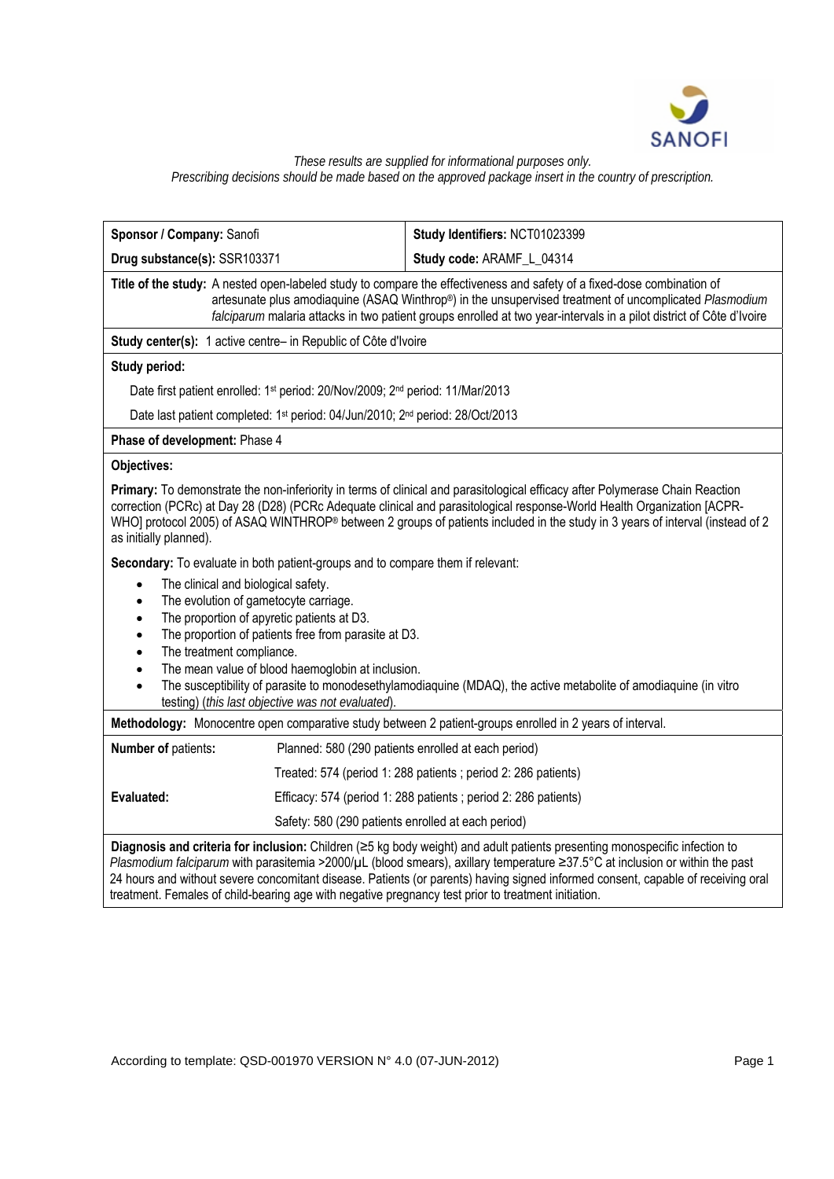*These results are supplied for informational purposes only.*
*Prescribing decisions should be made based on the approved package insert in the country of prescription.*

| | |
|---|---|
| **Sponsor / Company:** Sanofi | **Study Identifiers:** NCT01023399 |
| **Drug substance(s):** SSR103371 | **Study code:** ARAMF_L_04314 |

**Title of the study:** A nested open-labeled study to compare the effectiveness and safety of a fixed-dose combination of artesunate plus amodiaquine (ASAQ Winthrop®) in the unsupervised treatment of uncomplicated *Plasmodium falciparum* malaria attacks in two patient groups enrolled at two year-intervals in a pilot district of Côte d'Ivoire

**Study center(s):** 1 active centre– in Republic of Côte d'Ivoire

**Study period:**

Date first patient enrolled: 1st period: 20/Nov/2009; 2nd period: 11/Mar/2013

Date last patient completed: 1st period: 04/Jun/2010; 2nd period: 28/Oct/2013

**Phase of development:** Phase 4

**Objectives:**

**Primary:** To demonstrate the non-inferiority in terms of clinical and parasitological efficacy after Polymerase Chain Reaction correction (PCRc) at Day 28 (D28) (PCRc Adequate clinical and parasitological response-World Health Organization [ACPR-WHO] protocol 2005) of ASAQ WINTHROP® between 2 groups of patients included in the study in 3 years of interval (instead of 2 as initially planned).

**Secondary:** To evaluate in both patient-groups and to compare them if relevant:

- The clinical and biological safety.
- The evolution of gametocyte carriage.
- The proportion of apyretic patients at D3.
- The proportion of patients free from parasite at D3.
- The treatment compliance.
- The mean value of blood haemoglobin at inclusion.
- The susceptibility of parasite to monodesethylamodiaquine (MDAQ), the active metabolite of amodiaquine (in vitro testing) (*this last objective was not evaluated*).

**Methodology:** Monocentre open comparative study between 2 patient-groups enrolled in 2 years of interval.

| | |
|---|---|
| **Number of** patients**:** | Planned: 580 (290 patients enrolled at each period) |
| | Treated: 574 (period 1: 288 patients ; period 2: 286 patients) |
| **Evaluated:** | Efficacy: 574 (period 1: 288 patients ; period 2: 286 patients) |
| | Safety: 580 (290 patients enrolled at each period) |

**Diagnosis and criteria for inclusion:** Children (≥5 kg body weight) and adult patients presenting monospecific infection to *Plasmodium falciparum* with parasitemia >2000/µL (blood smears), axillary temperature ≥37.5°C at inclusion or within the past 24 hours and without severe concomitant disease. Patients (or parents) having signed informed consent, capable of receiving oral treatment. Females of child-bearing age with negative pregnancy test prior to treatment initiation.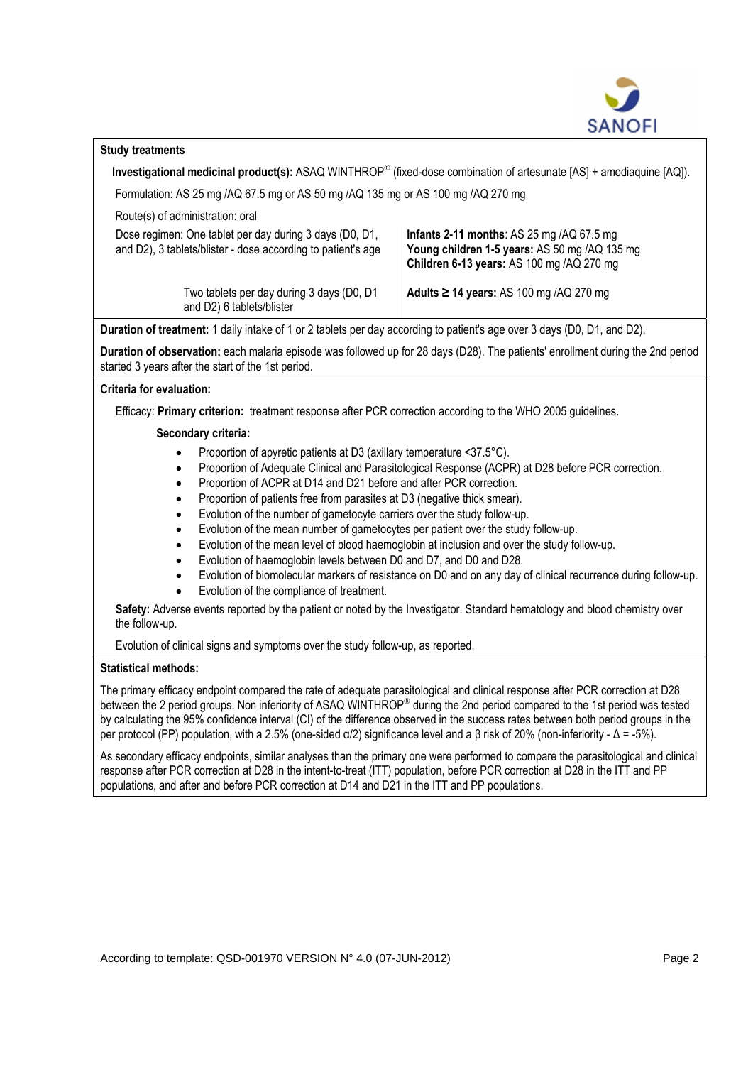**Study treatments**

**Investigational medicinal product(s):** ASAQ WINTHROP® (fixed-dose combination of artesunate [AS] + amodiaquine [AQ]).

Formulation: AS 25 mg /AQ 67.5 mg or AS 50 mg /AQ 135 mg or AS 100 mg /AQ 270 mg

Route(s) of administration: oral

| | |
|---|---|
| Dose regimen: One tablet per day during 3 days (D0, D1, and D2), 3 tablets/blister - dose according to patient's age | **Infants 2-11 months**: AS 25 mg /AQ 67.5 mg<br>**Young children 1-5 years:** AS 50 mg /AQ 135 mg<br>**Children 6-13 years:** AS 100 mg /AQ 270 mg |
| Two tablets per day during 3 days (D0, D1 and D2) 6 tablets/blister | **Adults ≥ 14 years:** AS 100 mg /AQ 270 mg |

**Duration of treatment:** 1 daily intake of 1 or 2 tablets per day according to patient's age over 3 days (D0, D1, and D2).

**Duration of observation:** each malaria episode was followed up for 28 days (D28). The patients' enrollment during the 2nd period started 3 years after the start of the 1st period.

**Criteria for evaluation:**

Efficacy: **Primary criterion:** treatment response after PCR correction according to the WHO 2005 guidelines.

**Secondary criteria:**

- Proportion of apyretic patients at D3 (axillary temperature <37.5°C).
- Proportion of Adequate Clinical and Parasitological Response (ACPR) at D28 before PCR correction.
- Proportion of ACPR at D14 and D21 before and after PCR correction.
- Proportion of patients free from parasites at D3 (negative thick smear).
- Evolution of the number of gametocyte carriers over the study follow-up.
- Evolution of the mean number of gametocytes per patient over the study follow-up.
- Evolution of the mean level of blood haemoglobin at inclusion and over the study follow-up.
- Evolution of haemoglobin levels between D0 and D7, and D0 and D28.
- Evolution of biomolecular markers of resistance on D0 and on any day of clinical recurrence during follow-up.
- Evolution of the compliance of treatment.

**Safety:** Adverse events reported by the patient or noted by the Investigator. Standard hematology and blood chemistry over the follow-up.

Evolution of clinical signs and symptoms over the study follow-up, as reported.

**Statistical methods:**

The primary efficacy endpoint compared the rate of adequate parasitological and clinical response after PCR correction at D28 between the 2 period groups. Non inferiority of ASAQ WINTHROP® during the 2nd period compared to the 1st period was tested by calculating the 95% confidence interval (CI) of the difference observed in the success rates between both period groups in the per protocol (PP) population, with a 2.5% (one-sided $\alpha/2$) significance level and a $\beta$ risk of 20% (non-inferiority - $\Delta$ = -5%).

As secondary efficacy endpoints, similar analyses than the primary one were performed to compare the parasitological and clinical response after PCR correction at D28 in the intent-to-treat (ITT) population, before PCR correction at D28 in the ITT and PP populations, and after and before PCR correction at D14 and D21 in the ITT and PP populations.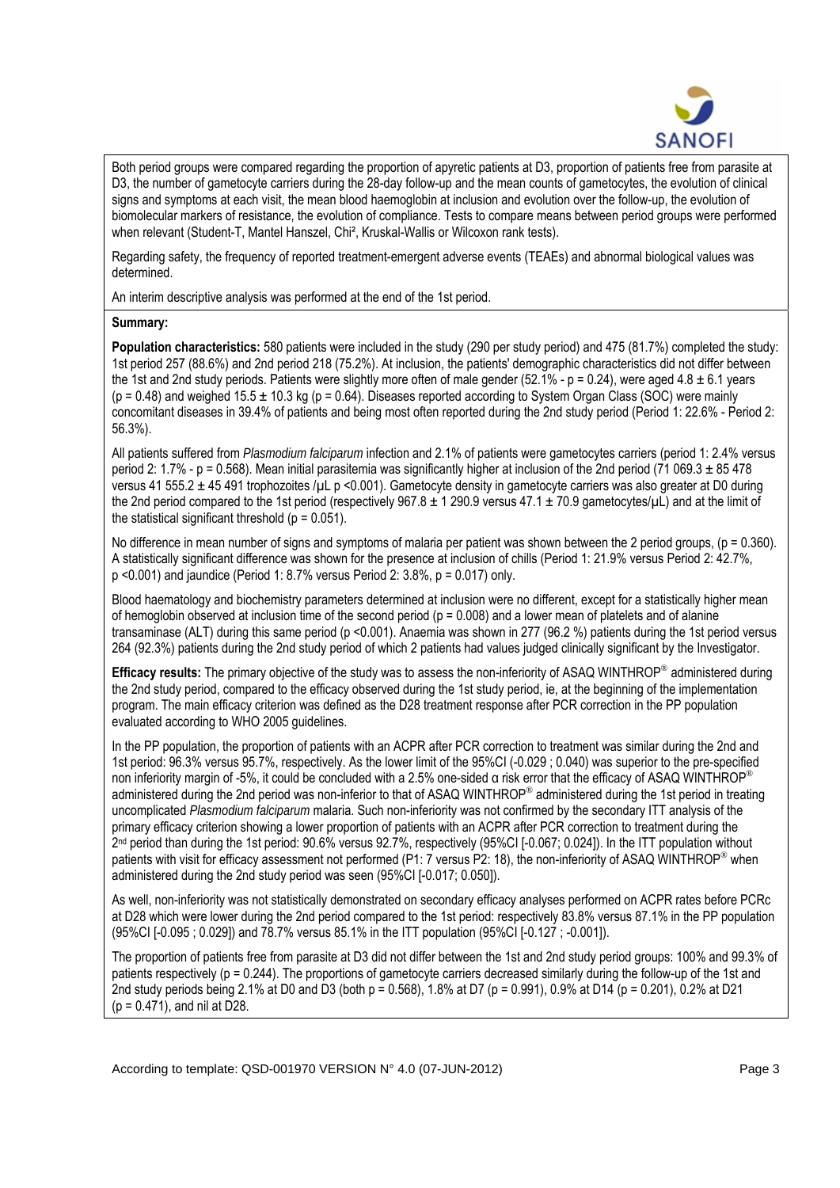Both period groups were compared regarding the proportion of apyretic patients at D3, proportion of patients free from parasite at D3, the number of gametocyte carriers during the 28-day follow-up and the mean counts of gametocytes, the evolution of clinical signs and symptoms at each visit, the mean blood haemoglobin at inclusion and evolution over the follow-up, the evolution of biomolecular markers of resistance, the evolution of compliance. Tests to compare means between period groups were performed when relevant (Student-T, Mantel Hanszel, Chi², Kruskal-Wallis or Wilcoxon rank tests).

Regarding safety, the frequency of reported treatment-emergent adverse events (TEAEs) and abnormal biological values was determined.

An interim descriptive analysis was performed at the end of the 1st period.

**Summary:**

**Population characteristics:** 580 patients were included in the study (290 per study period) and 475 (81.7%) completed the study: 1st period 257 (88.6%) and 2nd period 218 (75.2%). At inclusion, the patients' demographic characteristics did not differ between the 1st and 2nd study periods. Patients were slightly more often of male gender (52.1% - p = 0.24), were aged 4.8 ± 6.1 years (p = 0.48) and weighed 15.5 ± 10.3 kg (p = 0.64). Diseases reported according to System Organ Class (SOC) were mainly concomitant diseases in 39.4% of patients and being most often reported during the 2nd study period (Period 1: 22.6% - Period 2: 56.3%).

All patients suffered from *Plasmodium falciparum* infection and 2.1% of patients were gametocytes carriers (period 1: 2.4% versus period 2: 1.7% - p = 0.568). Mean initial parasitemia was significantly higher at inclusion of the 2nd period (71 069.3 ± 85 478 versus 41 555.2 ± 45 491 trophozoites /µL p <0.001). Gametocyte density in gametocyte carriers was also greater at D0 during the 2nd period compared to the 1st period (respectively 967.8 ± 1 290.9 versus 47.1 ± 70.9 gametocytes/µL) and at the limit of the statistical significant threshold (p = 0.051).

No difference in mean number of signs and symptoms of malaria per patient was shown between the 2 period groups, (p = 0.360). A statistically significant difference was shown for the presence at inclusion of chills (Period 1: 21.9% versus Period 2: 42.7%, p <0.001) and jaundice (Period 1: 8.7% versus Period 2: 3.8%, p = 0.017) only.

Blood haematology and biochemistry parameters determined at inclusion were no different, except for a statistically higher mean of hemoglobin observed at inclusion time of the second period (p = 0.008) and a lower mean of platelets and of alanine transaminase (ALT) during this same period (p <0.001). Anaemia was shown in 277 (96.2 %) patients during the 1st period versus 264 (92.3%) patients during the 2nd study period of which 2 patients had values judged clinically significant by the Investigator.

**Efficacy results:** The primary objective of the study was to assess the non-inferiority of ASAQ WINTHROP® administered during the 2nd study period, compared to the efficacy observed during the 1st study period, ie, at the beginning of the implementation program. The main efficacy criterion was defined as the D28 treatment response after PCR correction in the PP population evaluated according to WHO 2005 guidelines.

In the PP population, the proportion of patients with an ACPR after PCR correction to treatment was similar during the 2nd and 1st period: 96.3% versus 95.7%, respectively. As the lower limit of the 95%CI (-0.029 ; 0.040) was superior to the pre-specified non inferiority margin of -5%, it could be concluded with a 2.5% one-sided α risk error that the efficacy of ASAQ WINTHROP® administered during the 2nd period was non-inferior to that of ASAQ WINTHROP® administered during the 1st period in treating uncomplicated *Plasmodium falciparum* malaria. Such non-inferiority was not confirmed by the secondary ITT analysis of the primary efficacy criterion showing a lower proportion of patients with an ACPR after PCR correction to treatment during the 2nd period than during the 1st period: 90.6% versus 92.7%, respectively (95%CI [-0.067; 0.024]). In the ITT population without patients with visit for efficacy assessment not performed (P1: 7 versus P2: 18), the non-inferiority of ASAQ WINTHROP® when administered during the 2nd study period was seen (95%CI [-0.017; 0.050]).

As well, non-inferiority was not statistically demonstrated on secondary efficacy analyses performed on ACPR rates before PCRc at D28 which were lower during the 2nd period compared to the 1st period: respectively 83.8% versus 87.1% in the PP population (95%CI [-0.095 ; 0.029]) and 78.7% versus 85.1% in the ITT population (95%CI [-0.127 ; -0.001]).

The proportion of patients free from parasite at D3 did not differ between the 1st and 2nd study period groups: 100% and 99.3% of patients respectively (p = 0.244). The proportions of gametocyte carriers decreased similarly during the follow-up of the 1st and 2nd study periods being 2.1% at D0 and D3 (both p = 0.568), 1.8% at D7 (p = 0.991), 0.9% at D14 (p = 0.201), 0.2% at D21 (p = 0.471), and nil at D28.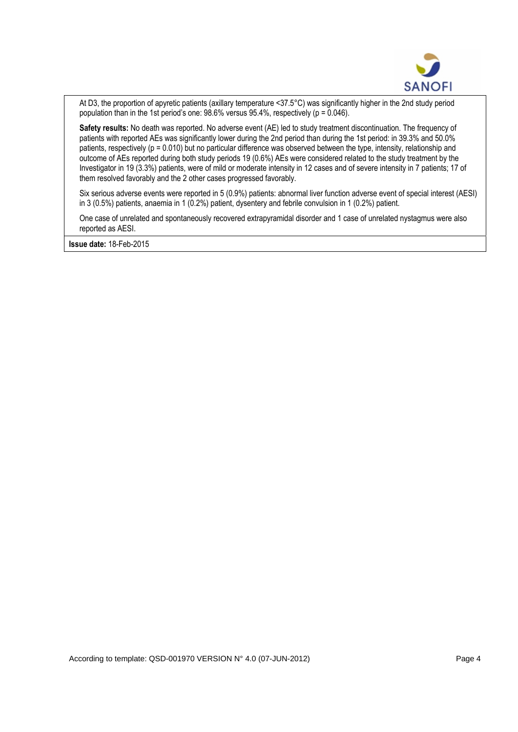At D3, the proportion of apyretic patients (axillary temperature <37.5°C) was significantly higher in the 2nd study period population than in the 1st period's one: 98.6% versus 95.4%, respectively (p = 0.046).

**Safety results:** No death was reported. No adverse event (AE) led to study treatment discontinuation. The frequency of patients with reported AEs was significantly lower during the 2nd period than during the 1st period: in 39.3% and 50.0% patients, respectively (p = 0.010) but no particular difference was observed between the type, intensity, relationship and outcome of AEs reported during both study periods 19 (0.6%) AEs were considered related to the study treatment by the Investigator in 19 (3.3%) patients, were of mild or moderate intensity in 12 cases and of severe intensity in 7 patients; 17 of them resolved favorably and the 2 other cases progressed favorably.

Six serious adverse events were reported in 5 (0.9%) patients: abnormal liver function adverse event of special interest (AESI) in 3 (0.5%) patients, anaemia in 1 (0.2%) patient, dysentery and febrile convulsion in 1 (0.2%) patient.

One case of unrelated and spontaneously recovered extrapyramidal disorder and 1 case of unrelated nystagmus were also reported as AESI.

**Issue date:** 18-Feb-2015

According to template: QSD-001970 VERSION N° 4.0 (07-JUN-2012)